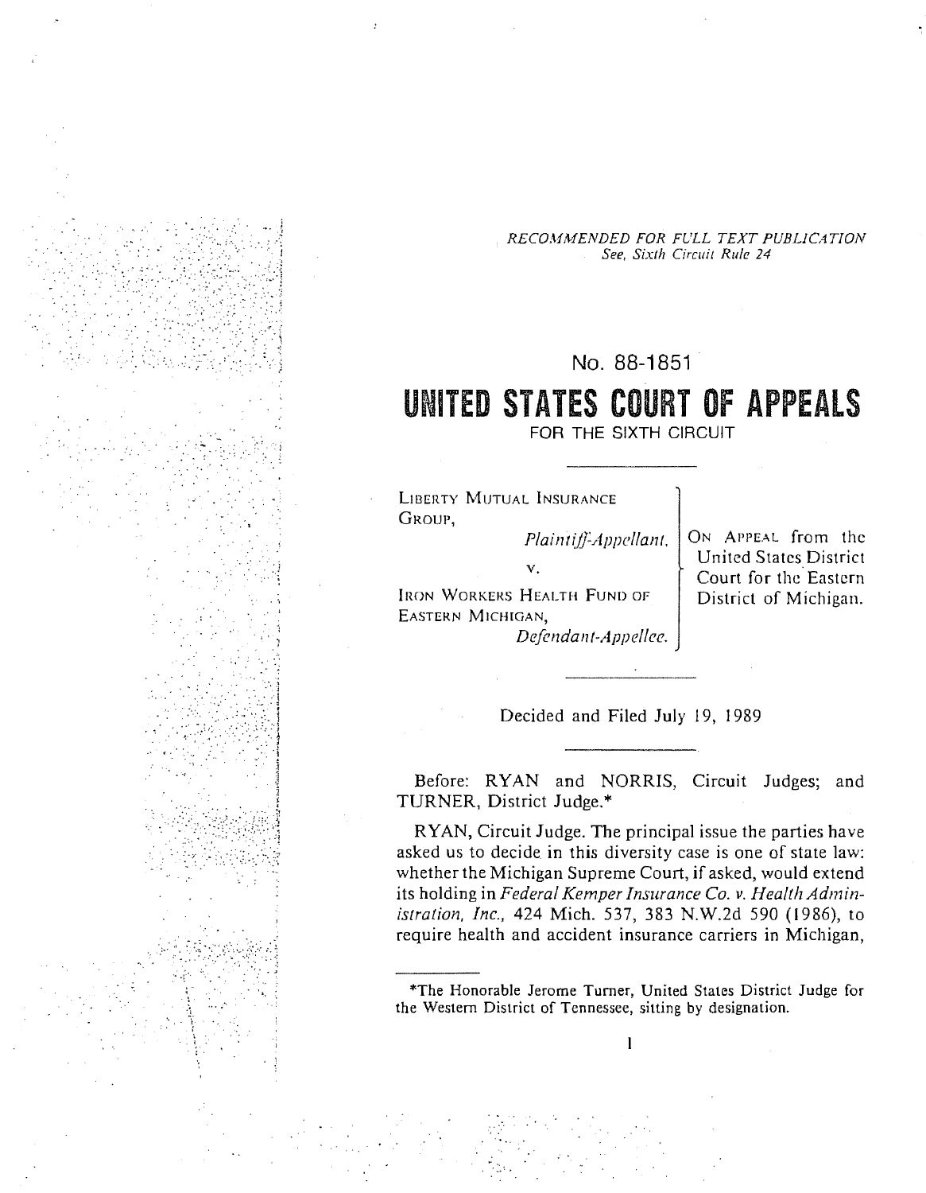*RECOMMENDED FOR FULL TEXT PUBLICATION*
*See, Sixth Circuit Rule 24*

No. 88-1851

# UNITED STATES COURT OF APPEALS

FOR THE SIXTH CIRCUIT

LIBERTY MUTUAL INSURANCE GROUP,
*Plaintiff-Appellant,*

v.

IRON WORKERS HEALTH FUND OF EASTERN MICHIGAN,
*Defendant-Appellee.*

ON APPEAL from the United States District Court for the Eastern District of Michigan.

Decided and Filed July 19, 1989

Before: RYAN and NORRIS, Circuit Judges; and TURNER, District Judge.*

RYAN, Circuit Judge. The principal issue the parties have asked us to decide in this diversity case is one of state law: whether the Michigan Supreme Court, if asked, would extend its holding in *Federal Kemper Insurance Co. v. Health Administration, Inc.*, 424 Mich. 537, 383 N.W.2d 590 (1986), to require health and accident insurance carriers in Michigan,

---

*The Honorable Jerome Turner, United States District Judge for the Western District of Tennessee, sitting by designation.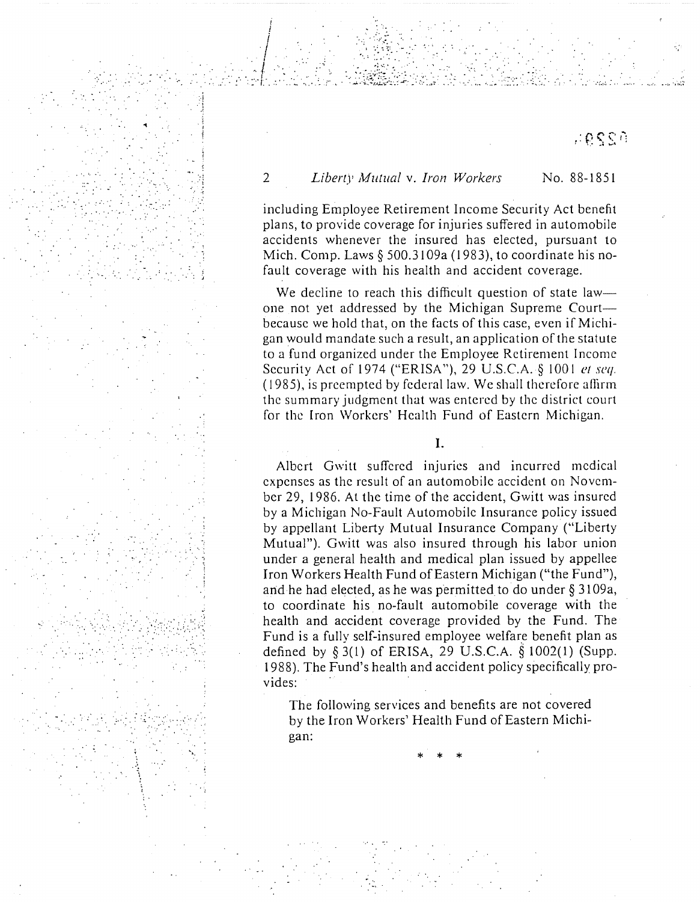including Employee Retirement Income Security Act benefit plans, to provide coverage for injuries suffered in automobile accidents whenever the insured has elected, pursuant to Mich. Comp. Laws § 500.3109a (1983), to coordinate his no-fault coverage with his health and accident coverage.

We decline to reach this difficult question of state law—one not yet addressed by the Michigan Supreme Court—because we hold that, on the facts of this case, even if Michigan would mandate such a result, an application of the statute to a fund organized under the Employee Retirement Income Security Act of 1974 ("ERISA"), 29 U.S.C.A. § 1001 *et seq.* (1985), is preempted by federal law. We shall therefore affirm the summary judgment that was entered by the district court for the Iron Workers' Health Fund of Eastern Michigan.

## I.

Albert Gwitt suffered injuries and incurred medical expenses as the result of an automobile accident on November 29, 1986. At the time of the accident, Gwitt was insured by a Michigan No-Fault Automobile Insurance policy issued by appellant Liberty Mutual Insurance Company ("Liberty Mutual"). Gwitt was also insured through his labor union under a general health and medical plan issued by appellee Iron Workers Health Fund of Eastern Michigan ("the Fund"), and he had elected, as he was permitted to do under § 3109a, to coordinate his no-fault automobile coverage with the health and accident coverage provided by the Fund. The Fund is a fully self-insured employee welfare benefit plan as defined by § 3(1) of ERISA, 29 U.S.C.A. § 1002(1) (Supp. 1988). The Fund's health and accident policy specifically provides:

> The following services and benefits are not covered by the Iron Workers' Health Fund of Eastern Michigan:
>
> * * *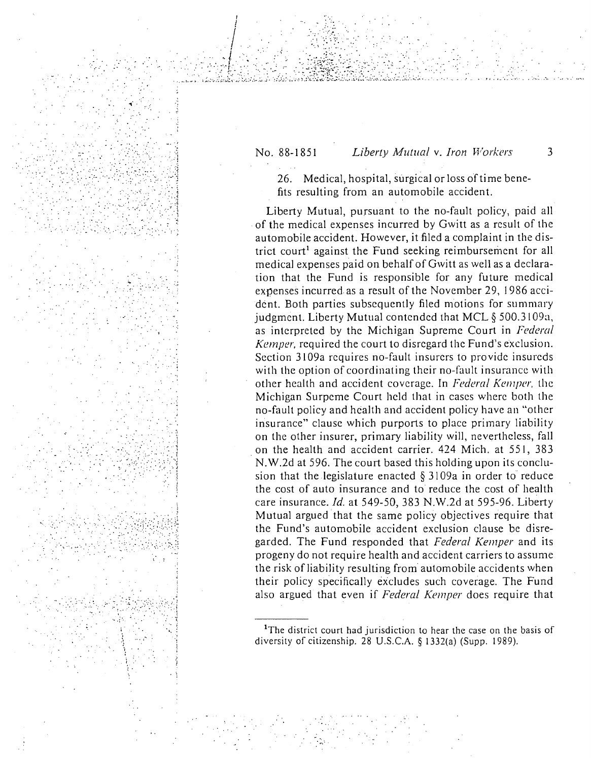26. Medical, hospital, surgical or loss of time benefits resulting from an automobile accident.

Liberty Mutual, pursuant to the no-fault policy, paid all of the medical expenses incurred by Gwitt as a result of the automobile accident. However, it filed a complaint in the district court[1] against the Fund seeking reimbursement for all medical expenses paid on behalf of Gwitt as well as a declaration that the Fund is responsible for any future medical expenses incurred as a result of the November 29, 1986 accident. Both parties subsequently filed motions for summary judgment. Liberty Mutual contended that MCL § 500.3109a, as interpreted by the Michigan Supreme Court in *Federal Kemper*, required the court to disregard the Fund's exclusion. Section 3109a requires no-fault insurers to provide insureds with the option of coordinating their no-fault insurance with other health and accident coverage. In *Federal Kemper*, the Michigan Surpeme Court held that in cases where both the no-fault policy and health and accident policy have an "other insurance" clause which purports to place primary liability on the other insurer, primary liability will, nevertheless, fall on the health and accident carrier. 424 Mich. at 551, 383 N.W.2d at 596. The court based this holding upon its conclusion that the legislature enacted § 3109a in order to reduce the cost of auto insurance and to reduce the cost of health care insurance. *Id.* at 549-50, 383 N.W.2d at 595-96. Liberty Mutual argued that the same policy objectives require that the Fund's automobile accident exclusion clause be disregarded. The Fund responded that *Federal Kemper* and its progeny do not require health and accident carriers to assume the risk of liability resulting from automobile accidents when their policy specifically excludes such coverage. The Fund also argued that even if *Federal Kemper* does require that

[1]The district court had jurisdiction to hear the case on the basis of diversity of citizenship. 28 U.S.C.A. § 1332(a) (Supp. 1989).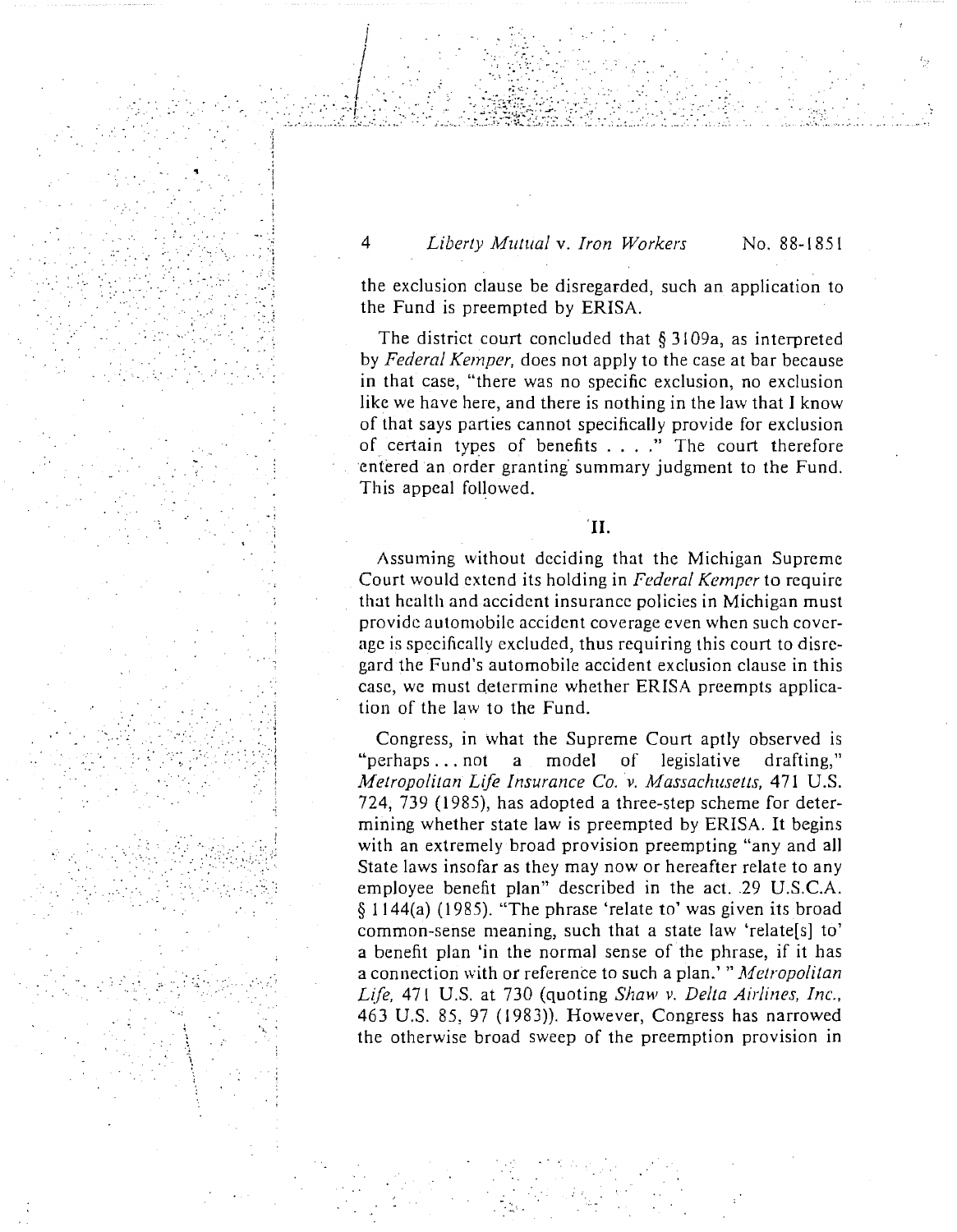the exclusion clause be disregarded, such an application to the Fund is preempted by ERISA.

The district court concluded that § 3109a, as interpreted by *Federal Kemper,* does not apply to the case at bar because in that case, "there was no specific exclusion, no exclusion like we have here, and there is nothing in the law that I know of that says parties cannot specifically provide for exclusion of certain types of benefits . . . ." The court therefore entered an order granting summary judgment to the Fund. This appeal followed.

## II.

Assuming without deciding that the Michigan Supreme Court would extend its holding in *Federal Kemper* to require that health and accident insurance policies in Michigan must provide automobile accident coverage even when such coverage is specifically excluded, thus requiring this court to disregard the Fund's automobile accident exclusion clause in this case, we must determine whether ERISA preempts application of the law to the Fund.

Congress, in what the Supreme Court aptly observed is "perhaps . . . not a model of legislative drafting," *Metropolitan Life Insurance Co. v. Massachusetts,* 471 U.S. 724, 739 (1985), has adopted a three-step scheme for determining whether state law is preempted by ERISA. It begins with an extremely broad provision preempting "any and all State laws insofar as they may now or hereafter relate to any employee benefit plan" described in the act. 29 U.S.C.A. § 1144(a) (1985). "The phrase 'relate to' was given its broad common-sense meaning, such that a state law 'relate[s] to' a benefit plan 'in the normal sense of the phrase, if it has a connection with or reference to such a plan.' " *Metropolitan Life,* 471 U.S. at 730 (quoting *Shaw v. Delta Airlines, Inc.,* 463 U.S. 85, 97 (1983)). However, Congress has narrowed the otherwise broad sweep of the preemption provision in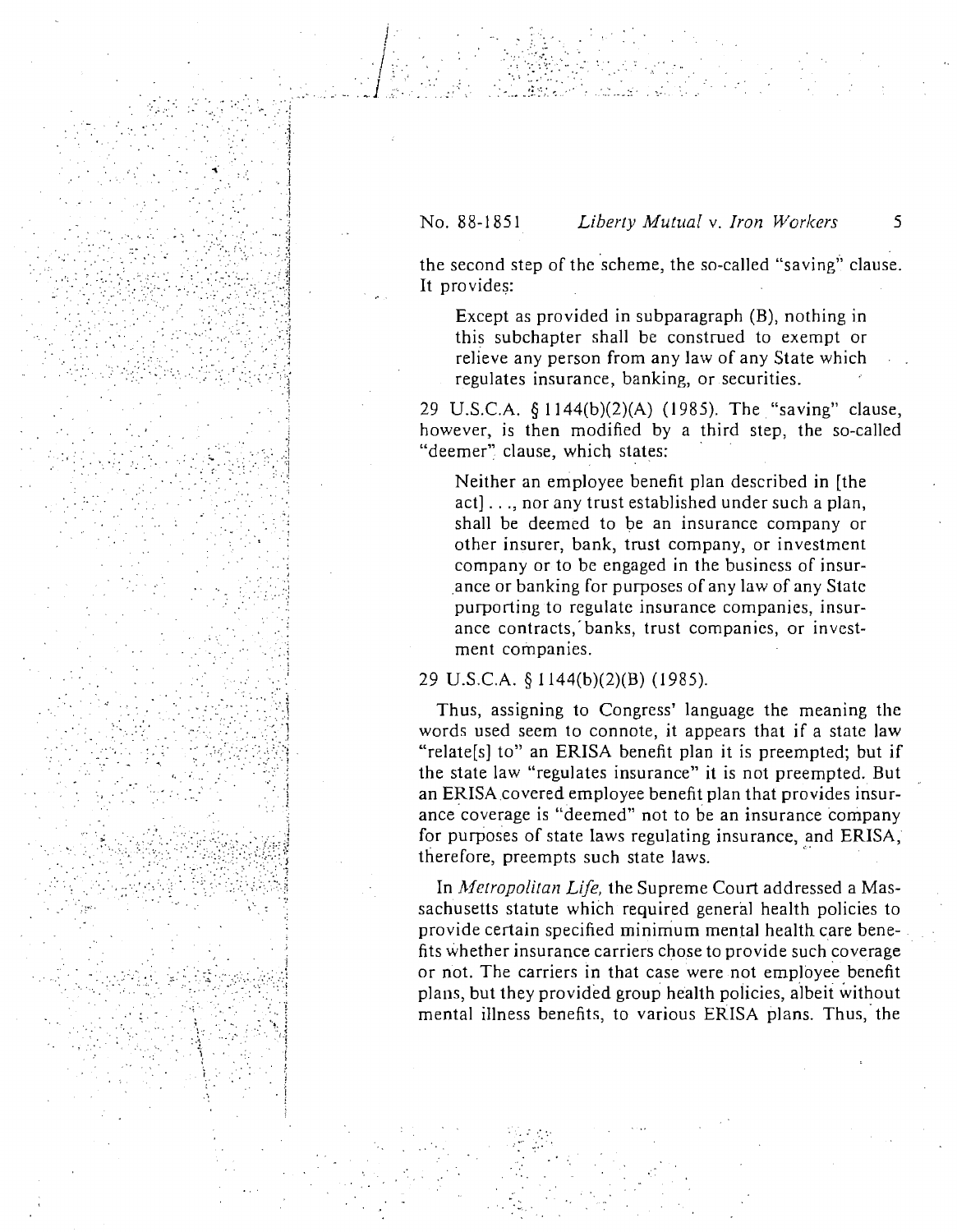the second step of the scheme, the so-called "saving" clause. It provides:

> Except as provided in subparagraph (B), nothing in this subchapter shall be construed to exempt or relieve any person from any law of any State which regulates insurance, banking, or securities.

29 U.S.C.A. § 1144(b)(2)(A) (1985). The "saving" clause, however, is then modified by a third step, the so-called "deemer" clause, which states:

> Neither an employee benefit plan described in [the act] . . ., nor any trust established under such a plan, shall be deemed to be an insurance company or other insurer, bank, trust company, or investment company or to be engaged in the business of insurance or banking for purposes of any law of any State purporting to regulate insurance companies, insurance contracts, banks, trust companies, or investment companies.

29 U.S.C.A. § 1144(b)(2)(B) (1985).

Thus, assigning to Congress' language the meaning the words used seem to connote, it appears that if a state law "relate[s] to" an ERISA benefit plan it is preempted; but if the state law "regulates insurance" it is not preempted. But an ERISA covered employee benefit plan that provides insurance coverage is "deemed" not to be an insurance company for purposes of state laws regulating insurance, and ERISA, therefore, preempts such state laws.

In *Metropolitan Life,* the Supreme Court addressed a Massachusetts statute which required general health policies to provide certain specified minimum mental health care benefits whether insurance carriers chose to provide such coverage or not. The carriers in that case were not employee benefit plans, but they provided group health policies, albeit without mental illness benefits, to various ERISA plans. Thus, the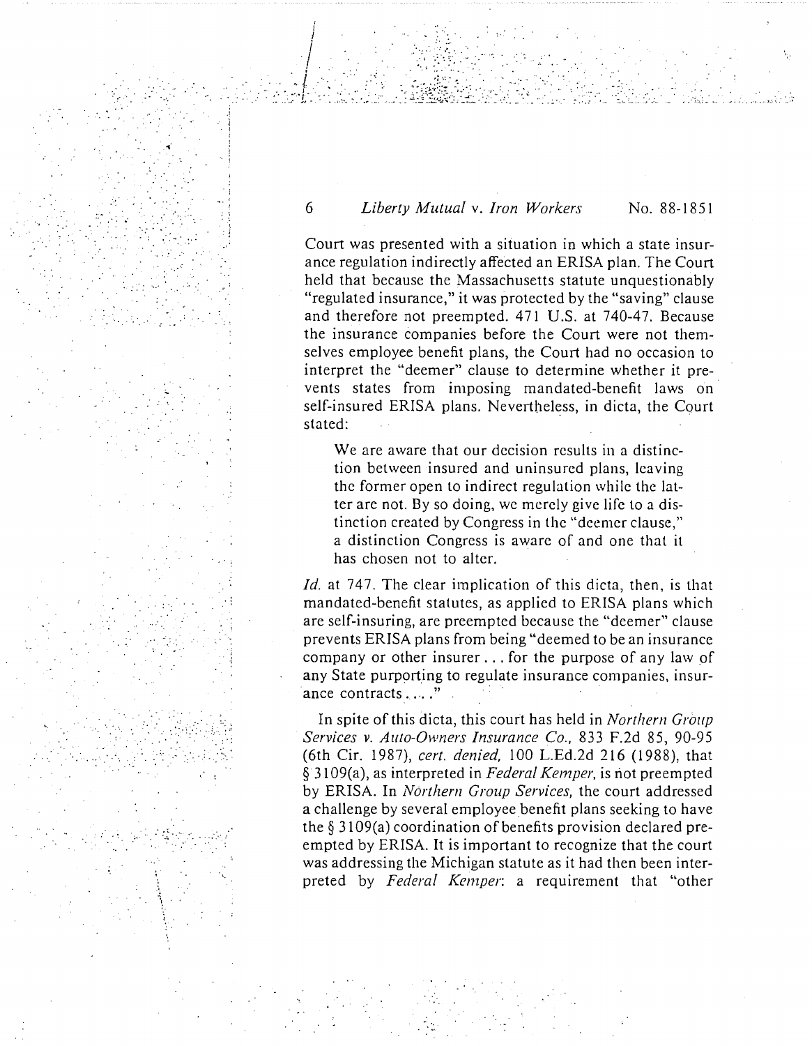Court was presented with a situation in which a state insurance regulation indirectly affected an ERISA plan. The Court held that because the Massachusetts statute unquestionably "regulated insurance," it was protected by the "saving" clause and therefore not preempted. 471 U.S. at 740-47. Because the insurance companies before the Court were not themselves employee benefit plans, the Court had no occasion to interpret the "deemer" clause to determine whether it prevents states from imposing mandated-benefit laws on self-insured ERISA plans. Nevertheless, in dicta, the Court stated:

> We are aware that our decision results in a distinction between insured and uninsured plans, leaving the former open to indirect regulation while the latter are not. By so doing, we merely give life to a distinction created by Congress in the "deemer clause," a distinction Congress is aware of and one that it has chosen not to alter.

*Id.* at 747. The clear implication of this dicta, then, is that mandated-benefit statutes, as applied to ERISA plans which are self-insuring, are preempted because the "deemer" clause prevents ERISA plans from being "deemed to be an insurance company or other insurer . . . for the purpose of any law of any State purporting to regulate insurance companies, insurance contracts . . . ."

In spite of this dicta, this court has held in *Northern Group Services v. Auto-Owners Insurance Co.*, 833 F.2d 85, 90-95 (6th Cir. 1987), *cert. denied*, 100 L.Ed.2d 216 (1988), that § 3109(a), as interpreted in *Federal Kemper*, is not preempted by ERISA. In *Northern Group Services*, the court addressed a challenge by several employee benefit plans seeking to have the § 3109(a) coordination of benefits provision declared preempted by ERISA. It is important to recognize that the court was addressing the Michigan statute as it had then been interpreted by *Federal Kemper*: a requirement that "other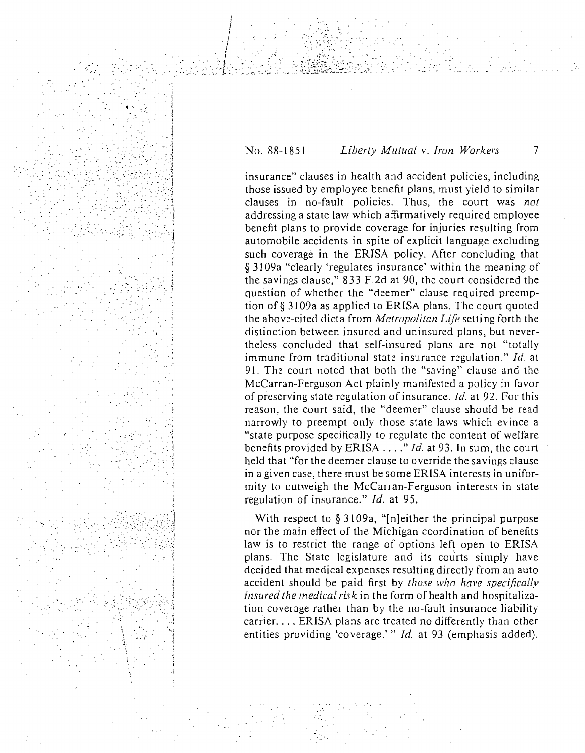insurance" clauses in health and accident policies, including those issued by employee benefit plans, must yield to similar clauses in no-fault policies. Thus, the court was *not* addressing a state law which affirmatively required employee benefit plans to provide coverage for injuries resulting from automobile accidents in spite of explicit language excluding such coverage in the ERISA policy. After concluding that § 3109a "clearly 'regulates insurance' within the meaning of the savings clause," 833 F.2d at 90, the court considered the question of whether the "deemer" clause required preemption of § 3109a as applied to ERISA plans. The court quoted the above-cited dicta from *Metropolitan Life* setting forth the distinction between insured and uninsured plans, but nevertheless concluded that self-insured plans are not "totally immune from traditional state insurance regulation." *Id.* at 91. The court noted that both the "saving" clause and the McCarran-Ferguson Act plainly manifested a policy in favor of preserving state regulation of insurance. *Id.* at 92. For this reason, the court said, the "deemer" clause should be read narrowly to preempt only those state laws which evince a "state purpose specifically to regulate the content of welfare benefits provided by ERISA . . . ." *Id.* at 93. In sum, the court held that "for the deemer clause to override the savings clause in a given case, there must be some ERISA interests in uniformity to outweigh the McCarran-Ferguson interests in state regulation of insurance." *Id.* at 95.

With respect to § 3109a, "[n]either the principal purpose nor the main effect of the Michigan coordination of benefits law is to restrict the range of options left open to ERISA plans. The State legislature and its courts simply have decided that medical expenses resulting directly from an auto accident should be paid first by *those who have specifically insured the medical risk* in the form of health and hospitalization coverage rather than by the no-fault insurance liability carrier. . . . ERISA plans are treated no differently than other entities providing 'coverage.' " *Id.* at 93 (emphasis added).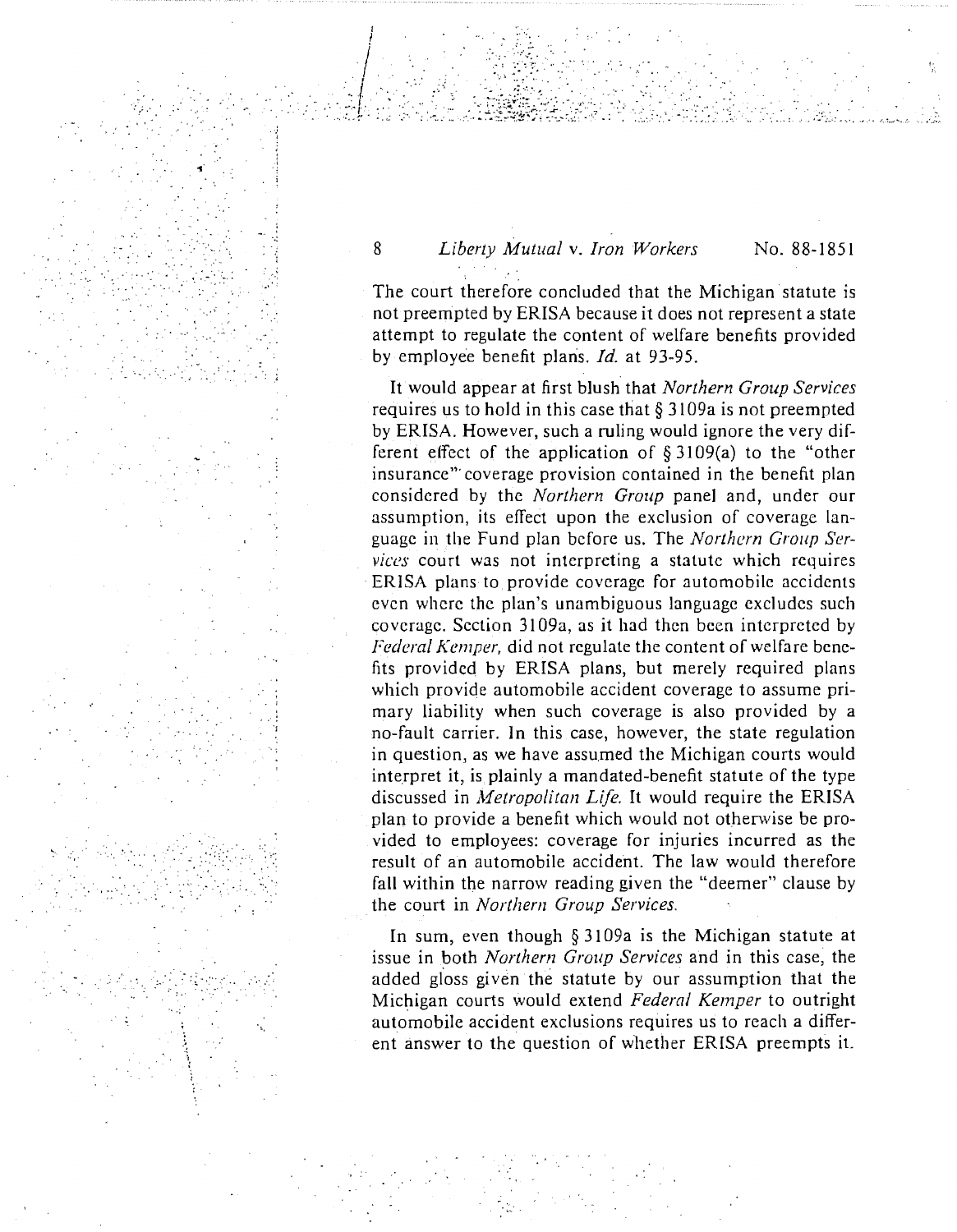The court therefore concluded that the Michigan statute is not preempted by ERISA because it does not represent a state attempt to regulate the content of welfare benefits provided by employee benefit plans. *Id.* at 93-95.

It would appear at first blush that *Northern Group Services* requires us to hold in this case that § 3109a is not preempted by ERISA. However, such a ruling would ignore the very different effect of the application of § 3109(a) to the "other insurance" coverage provision contained in the benefit plan considered by the *Northern Group* panel and, under our assumption, its effect upon the exclusion of coverage language in the Fund plan before us. The *Northern Group Services* court was not interpreting a statute which requires ERISA plans to provide coverage for automobile accidents even where the plan's unambiguous language excludes such coverage. Section 3109a, as it had then been interpreted by *Federal Kemper,* did not regulate the content of welfare benefits provided by ERISA plans, but merely required plans which provide automobile accident coverage to assume primary liability when such coverage is also provided by a no-fault carrier. In this case, however, the state regulation in question, as we have assumed the Michigan courts would interpret it, is plainly a mandated-benefit statute of the type discussed in *Metropolitan Life.* It would require the ERISA plan to provide a benefit which would not otherwise be provided to employees: coverage for injuries incurred as the result of an automobile accident. The law would therefore fall within the narrow reading given the "deemer" clause by the court in *Northern Group Services.*

In sum, even though § 3109a is the Michigan statute at issue in both *Northern Group Services* and in this case, the added gloss given the statute by our assumption that the Michigan courts would extend *Federal Kemper* to outright automobile accident exclusions requires us to reach a different answer to the question of whether ERISA preempts it.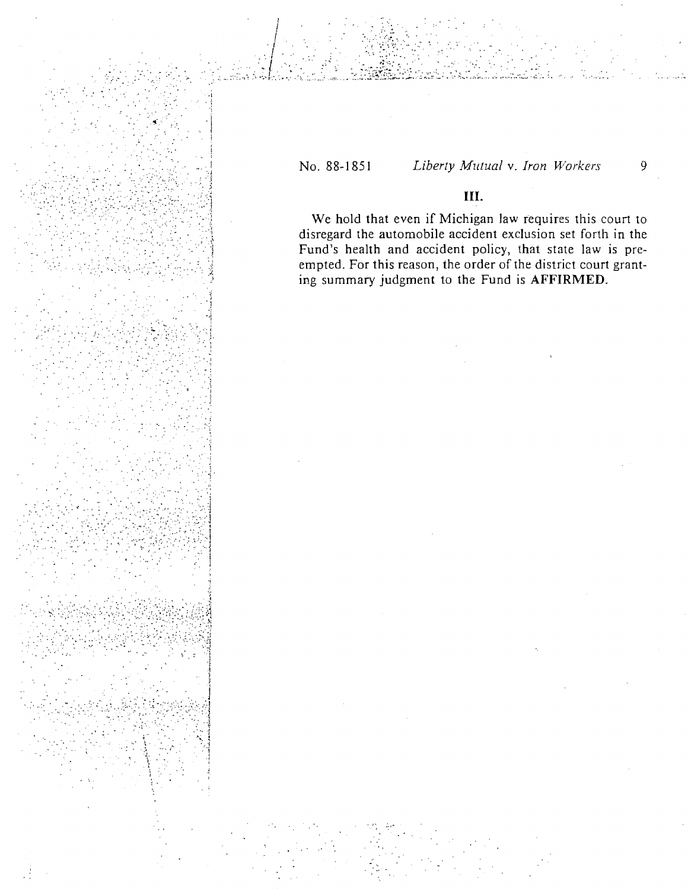## III.

We hold that even if Michigan law requires this court to disregard the automobile accident exclusion set forth in the Fund's health and accident policy, that state law is preempted. For this reason, the order of the district court granting summary judgment to the Fund is **AFFIRMED**.